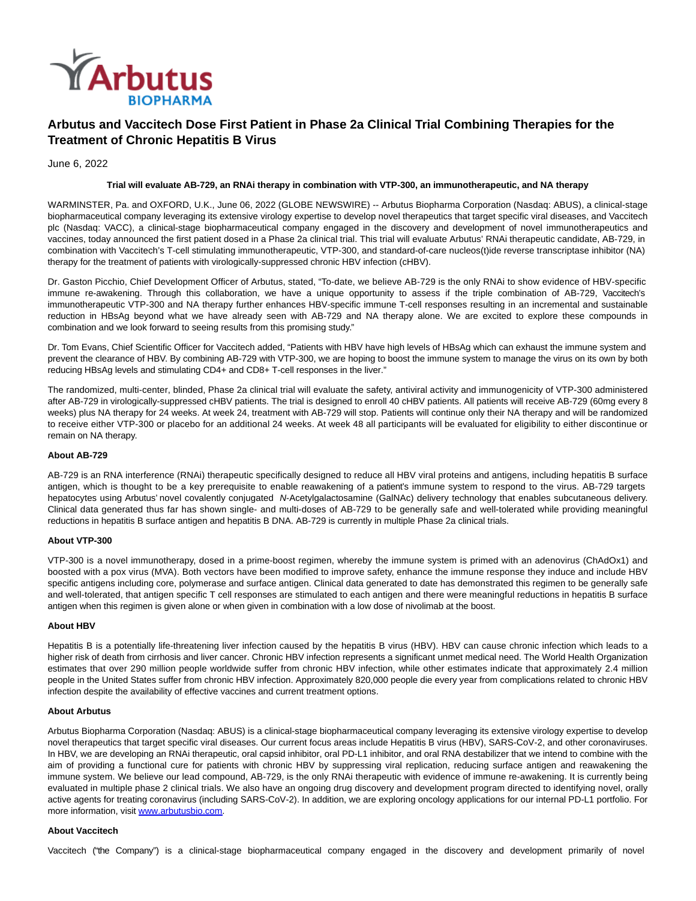# Arbutus and Vaccitech Dose First Patient in Phase 2a Clinical Trial Combining Therapies for the Treatment of Chronic Hepatitis B Virus

June 6, 2022

**Trial will evaluate AB-729, an RNAi therapy in combination with VTP-300, an immunotherapeutic, and NA therapy**

WARMINSTER, Pa. and OXFORD, U.K., June 06, 2022 (GLOBE NEWSWIRE) -- Arbutus Biopharma Corporation (Nasdaq: ABUS), a clinical-stage biopharmaceutical company leveraging its extensive virology expertise to develop novel therapeutics that target specific viral diseases, and Vaccitech plc (Nasdaq: VACC), a clinical-stage biopharmaceutical company engaged in the discovery and development of novel immunotherapeutics and vaccines, today announced the first patient dosed in a Phase 2a clinical trial. This trial will evaluate Arbutus' RNAi therapeutic candidate, AB-729, in combination with Vaccitech's T-cell stimulating immunotherapeutic, VTP-300, and standard-of-care nucleos(t)ide reverse transcriptase inhibitor (NA) therapy for the treatment of patients with virologically-suppressed chronic HBV infection (cHBV).

Dr. Gaston Picchio, Chief Development Officer of Arbutus, stated, "To-date, we believe AB-729 is the only RNAi to show evidence of HBV-specific immune re-awakening. Through this collaboration, we have a unique opportunity to assess if the triple combination of AB-729, Vaccitech's immunotherapeutic VTP-300 and NA therapy further enhances HBV-specific immune T-cell responses resulting in an incremental and sustainable reduction in HBsAg beyond what we have already seen with AB-729 and NA therapy alone. We are excited to explore these compounds in combination and we look forward to seeing results from this promising study."

Dr. Tom Evans, Chief Scientific Officer for Vaccitech added, "Patients with HBV have high levels of HBsAg which can exhaust the immune system and prevent the clearance of HBV. By combining AB-729 with VTP-300, we are hoping to boost the immune system to manage the virus on its own by both reducing HBsAg levels and stimulating CD4+ and CD8+ T-cell responses in the liver."

The randomized, multi-center, blinded, Phase 2a clinical trial will evaluate the safety, antiviral activity and immunogenicity of VTP-300 administered after AB-729 in virologically-suppressed cHBV patients. The trial is designed to enroll 40 cHBV patients. All patients will receive AB-729 (60mg every 8 weeks) plus NA therapy for 24 weeks. At week 24, treatment with AB-729 will stop. Patients will continue only their NA therapy and will be randomized to receive either VTP-300 or placebo for an additional 24 weeks. At week 48 all participants will be evaluated for eligibility to either discontinue or remain on NA therapy.

**About AB-729**

AB-729 is an RNA interference (RNAi) therapeutic specifically designed to reduce all HBV viral proteins and antigens, including hepatitis B surface antigen, which is thought to be a key prerequisite to enable reawakening of a patient's immune system to respond to the virus. AB-729 targets hepatocytes using Arbutus' novel covalently conjugated *N*-Acetylgalactosamine (GalNAc) delivery technology that enables subcutaneous delivery. Clinical data generated thus far has shown single- and multi-doses of AB-729 to be generally safe and well-tolerated while providing meaningful reductions in hepatitis B surface antigen and hepatitis B DNA. AB-729 is currently in multiple Phase 2a clinical trials.

**About VTP-300**

VTP-300 is a novel immunotherapy, dosed in a prime-boost regimen, whereby the immune system is primed with an adenovirus (ChAdOx1) and boosted with a pox virus (MVA). Both vectors have been modified to improve safety, enhance the immune response they induce and include HBV specific antigens including core, polymerase and surface antigen. Clinical data generated to date has demonstrated this regimen to be generally safe and well-tolerated, that antigen specific T cell responses are stimulated to each antigen and there were meaningful reductions in hepatitis B surface antigen when this regimen is given alone or when given in combination with a low dose of nivolimab at the boost.

**About HBV**

Hepatitis B is a potentially life-threatening liver infection caused by the hepatitis B virus (HBV). HBV can cause chronic infection which leads to a higher risk of death from cirrhosis and liver cancer. Chronic HBV infection represents a significant unmet medical need. The World Health Organization estimates that over 290 million people worldwide suffer from chronic HBV infection, while other estimates indicate that approximately 2.4 million people in the United States suffer from chronic HBV infection. Approximately 820,000 people die every year from complications related to chronic HBV infection despite the availability of effective vaccines and current treatment options.

**About Arbutus**

Arbutus Biopharma Corporation (Nasdaq: ABUS) is a clinical-stage biopharmaceutical company leveraging its extensive virology expertise to develop novel therapeutics that target specific viral diseases. Our current focus areas include Hepatitis B virus (HBV), SARS-CoV-2, and other coronaviruses. In HBV, we are developing an RNAi therapeutic, oral capsid inhibitor, oral PD-L1 inhibitor, and oral RNA destabilizer that we intend to combine with the aim of providing a functional cure for patients with chronic HBV by suppressing viral replication, reducing surface antigen and reawakening the immune system. We believe our lead compound, AB-729, is the only RNAi therapeutic with evidence of immune re-awakening. It is currently being evaluated in multiple phase 2 clinical trials. We also have an ongoing drug discovery and development program directed to identifying novel, orally active agents for treating coronavirus (including SARS-CoV-2). In addition, we are exploring oncology applications for our internal PD-L1 portfolio. For more information, visit [www.arbutusbio.com](www.arbutusbio.com).

**About Vaccitech**

Vaccitech ("the Company") is a clinical-stage biopharmaceutical company engaged in the discovery and development primarily of novel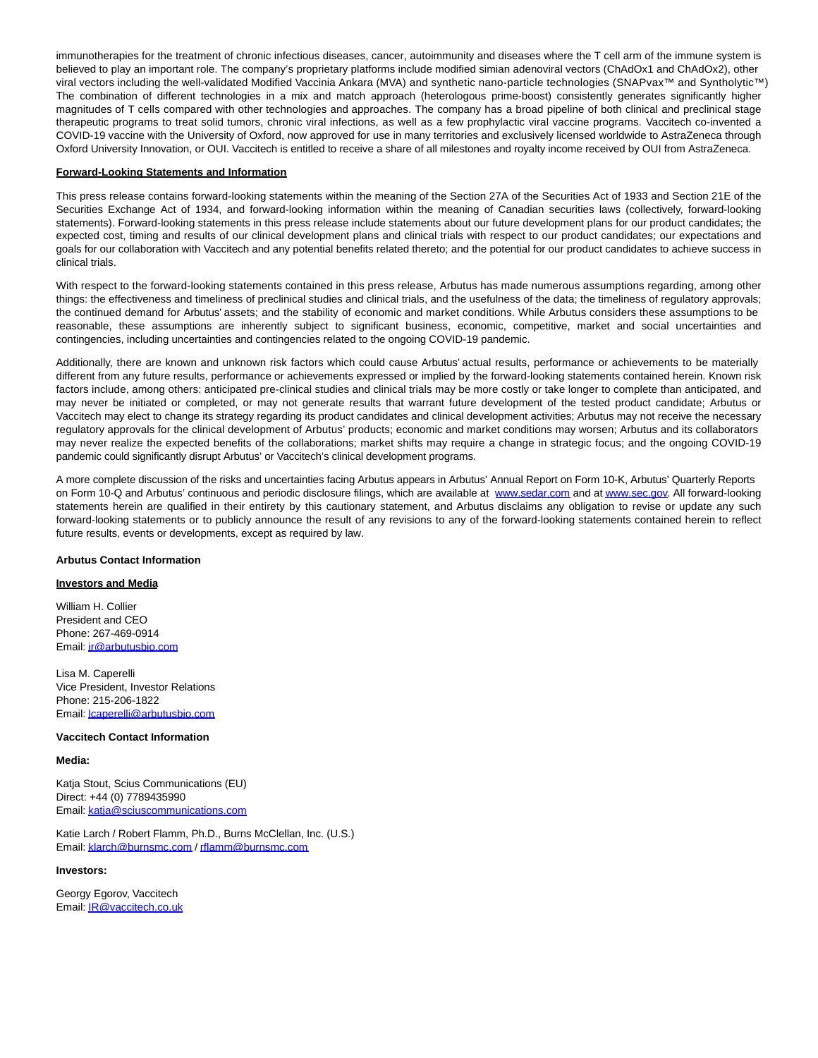immunotherapies for the treatment of chronic infectious diseases, cancer, autoimmunity and diseases where the T cell arm of the immune system is believed to play an important role. The company's proprietary platforms include modified simian adenoviral vectors (ChAdOx1 and ChAdOx2), other viral vectors including the well-validated Modified Vaccinia Ankara (MVA) and synthetic nano-particle technologies (SNAPvax™ and Syntholytic™) The combination of different technologies in a mix and match approach (heterologous prime-boost) consistently generates significantly higher magnitudes of T cells compared with other technologies and approaches. The company has a broad pipeline of both clinical and preclinical stage therapeutic programs to treat solid tumors, chronic viral infections, as well as a few prophylactic viral vaccine programs. Vaccitech co-invented a COVID-19 vaccine with the University of Oxford, now approved for use in many territories and exclusively licensed worldwide to AstraZeneca through Oxford University Innovation, or OUI. Vaccitech is entitled to receive a share of all milestones and royalty income received by OUI from AstraZeneca.

**Forward-Looking Statements and Information**

This press release contains forward-looking statements within the meaning of the Section 27A of the Securities Act of 1933 and Section 21E of the Securities Exchange Act of 1934, and forward-looking information within the meaning of Canadian securities laws (collectively, forward-looking statements). Forward-looking statements in this press release include statements about our future development plans for our product candidates; the expected cost, timing and results of our clinical development plans and clinical trials with respect to our product candidates; our expectations and goals for our collaboration with Vaccitech and any potential benefits related thereto; and the potential for our product candidates to achieve success in clinical trials.

With respect to the forward-looking statements contained in this press release, Arbutus has made numerous assumptions regarding, among other things: the effectiveness and timeliness of preclinical studies and clinical trials, and the usefulness of the data; the timeliness of regulatory approvals; the continued demand for Arbutus' assets; and the stability of economic and market conditions. While Arbutus considers these assumptions to be reasonable, these assumptions are inherently subject to significant business, economic, competitive, market and social uncertainties and contingencies, including uncertainties and contingencies related to the ongoing COVID-19 pandemic.

Additionally, there are known and unknown risk factors which could cause Arbutus' actual results, performance or achievements to be materially different from any future results, performance or achievements expressed or implied by the forward-looking statements contained herein. Known risk factors include, among others: anticipated pre-clinical studies and clinical trials may be more costly or take longer to complete than anticipated, and may never be initiated or completed, or may not generate results that warrant future development of the tested product candidate; Arbutus or Vaccitech may elect to change its strategy regarding its product candidates and clinical development activities; Arbutus may not receive the necessary regulatory approvals for the clinical development of Arbutus' products; economic and market conditions may worsen; Arbutus and its collaborators may never realize the expected benefits of the collaborations; market shifts may require a change in strategic focus; and the ongoing COVID-19 pandemic could significantly disrupt Arbutus' or Vaccitech's clinical development programs.

A more complete discussion of the risks and uncertainties facing Arbutus appears in Arbutus' Annual Report on Form 10-K, Arbutus' Quarterly Reports on Form 10-Q and Arbutus' continuous and periodic disclosure filings, which are available at www.sedar.com and at www.sec.gov. All forward-looking statements herein are qualified in their entirety by this cautionary statement, and Arbutus disclaims any obligation to revise or update any such forward-looking statements or to publicly announce the result of any revisions to any of the forward-looking statements contained herein to reflect future results, events or developments, except as required by law.

**Arbutus Contact Information**

**Investors and Media**

William H. Collier
President and CEO
Phone: 267-469-0914
Email: ir@arbutusbio.com

Lisa M. Caperelli
Vice President, Investor Relations
Phone: 215-206-1822
Email: lcaperelli@arbutusbio.com

**Vaccitech Contact Information**

**Media:**

Katja Stout, Scius Communications (EU)
Direct: +44 (0) 7789435990
Email: katja@sciuscommunications.com

Katie Larch / Robert Flamm, Ph.D., Burns McClellan, Inc. (U.S.)
Email: klarch@burnsmc.com / rflamm@burnsmc.com

**Investors:**

Georgy Egorov, Vaccitech
Email: IR@vaccitech.co.uk